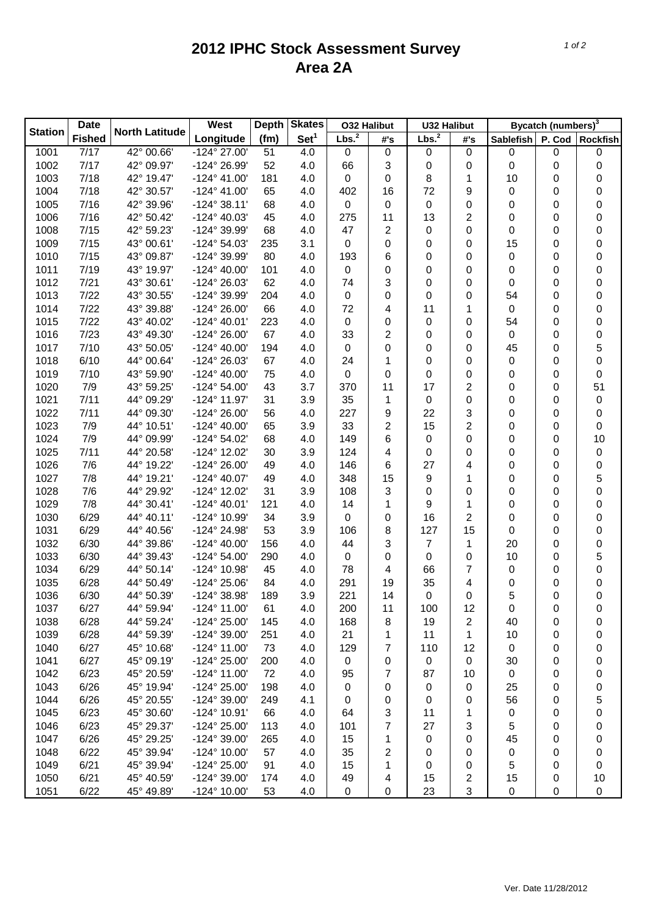# 2012 IPHC Stock Assessment Survey
# Area 2A

| Station | Date | North Latitude | West | Depth | Skates | O32 Halibut | | U32 Halibut | | Bycatch (numbers)[3] | | |
|---|---|---|---|---|---|---|---|---|---|---|---|---|
| | Fished | | Longitude | (fm) | Set[1] | Lbs.[2] | #'s | Lbs.[2] | #'s | Sablefish | P. Cod | Rockfish |
| 1001 | 7/17 | 42° 00.66' | -124° 27.00' | 51 | 4.0 | 0 | 0 | 0 | 0 | 0 | 0 | 0 |
| 1002 | 7/17 | 42° 09.97' | -124° 26.99' | 52 | 4.0 | 66 | 3 | 0 | 0 | 0 | 0 | 0 |
| 1003 | 7/18 | 42° 19.47' | -124° 41.00' | 181 | 4.0 | 0 | 0 | 8 | 1 | 10 | 0 | 0 |
| 1004 | 7/18 | 42° 30.57' | -124° 41.00' | 65 | 4.0 | 402 | 16 | 72 | 9 | 0 | 0 | 0 |
| 1005 | 7/16 | 42° 39.96' | -124° 38.11' | 68 | 4.0 | 0 | 0 | 0 | 0 | 0 | 0 | 0 |
| 1006 | 7/16 | 42° 50.42' | -124° 40.03' | 45 | 4.0 | 275 | 11 | 13 | 2 | 0 | 0 | 0 |
| 1008 | 7/15 | 42° 59.23' | -124° 39.99' | 68 | 4.0 | 47 | 2 | 0 | 0 | 0 | 0 | 0 |
| 1009 | 7/15 | 43° 00.61' | -124° 54.03' | 235 | 3.1 | 0 | 0 | 0 | 0 | 15 | 0 | 0 |
| 1010 | 7/15 | 43° 09.87' | -124° 39.99' | 80 | 4.0 | 193 | 6 | 0 | 0 | 0 | 0 | 0 |
| 1011 | 7/19 | 43° 19.97' | -124° 40.00' | 101 | 4.0 | 0 | 0 | 0 | 0 | 0 | 0 | 0 |
| 1012 | 7/21 | 43° 30.61' | -124° 26.03' | 62 | 4.0 | 74 | 3 | 0 | 0 | 0 | 0 | 0 |
| 1013 | 7/22 | 43° 30.55' | -124° 39.99' | 204 | 4.0 | 0 | 0 | 0 | 0 | 54 | 0 | 0 |
| 1014 | 7/22 | 43° 39.88' | -124° 26.00' | 66 | 4.0 | 72 | 4 | 11 | 1 | 0 | 0 | 0 |
| 1015 | 7/22 | 43° 40.02' | -124° 40.01' | 223 | 4.0 | 0 | 0 | 0 | 0 | 54 | 0 | 0 |
| 1016 | 7/23 | 43° 49.30' | -124° 26.00' | 67 | 4.0 | 33 | 2 | 0 | 0 | 0 | 0 | 0 |
| 1017 | 7/10 | 43° 50.05' | -124° 40.00' | 194 | 4.0 | 0 | 0 | 0 | 0 | 45 | 0 | 5 |
| 1018 | 6/10 | 44° 00.64' | -124° 26.03' | 67 | 4.0 | 24 | 1 | 0 | 0 | 0 | 0 | 0 |
| 1019 | 7/10 | 43° 59.90' | -124° 40.00' | 75 | 4.0 | 0 | 0 | 0 | 0 | 0 | 0 | 0 |
| 1020 | 7/9 | 43° 59.25' | -124° 54.00' | 43 | 3.7 | 370 | 11 | 17 | 2 | 0 | 0 | 51 |
| 1021 | 7/11 | 44° 09.29' | -124° 11.97' | 31 | 3.9 | 35 | 1 | 0 | 0 | 0 | 0 | 0 |
| 1022 | 7/11 | 44° 09.30' | -124° 26.00' | 56 | 4.0 | 227 | 9 | 22 | 3 | 0 | 0 | 0 |
| 1023 | 7/9 | 44° 10.51' | -124° 40.00' | 65 | 3.9 | 33 | 2 | 15 | 2 | 0 | 0 | 0 |
| 1024 | 7/9 | 44° 09.99' | -124° 54.02' | 68 | 4.0 | 149 | 6 | 0 | 0 | 0 | 0 | 10 |
| 1025 | 7/11 | 44° 20.58' | -124° 12.02' | 30 | 3.9 | 124 | 4 | 0 | 0 | 0 | 0 | 0 |
| 1026 | 7/6 | 44° 19.22' | -124° 26.00' | 49 | 4.0 | 146 | 6 | 27 | 4 | 0 | 0 | 0 |
| 1027 | 7/8 | 44° 19.21' | -124° 40.07' | 49 | 4.0 | 348 | 15 | 9 | 1 | 0 | 0 | 5 |
| 1028 | 7/6 | 44° 29.92' | -124° 12.02' | 31 | 3.9 | 108 | 3 | 0 | 0 | 0 | 0 | 0 |
| 1029 | 7/8 | 44° 30.41' | -124° 40.01' | 121 | 4.0 | 14 | 1 | 9 | 1 | 0 | 0 | 0 |
| 1030 | 6/29 | 44° 40.11' | -124° 10.99' | 34 | 3.9 | 0 | 0 | 16 | 2 | 0 | 0 | 0 |
| 1031 | 6/29 | 44° 40.56' | -124° 24.98' | 53 | 3.9 | 106 | 8 | 127 | 15 | 0 | 0 | 0 |
| 1032 | 6/30 | 44° 39.86' | -124° 40.00' | 156 | 4.0 | 44 | 3 | 7 | 1 | 20 | 0 | 0 |
| 1033 | 6/30 | 44° 39.43' | -124° 54.00' | 290 | 4.0 | 0 | 0 | 0 | 0 | 10 | 0 | 5 |
| 1034 | 6/29 | 44° 50.14' | -124° 10.98' | 45 | 4.0 | 78 | 4 | 66 | 7 | 0 | 0 | 0 |
| 1035 | 6/28 | 44° 50.49' | -124° 25.06' | 84 | 4.0 | 291 | 19 | 35 | 4 | 0 | 0 | 0 |
| 1036 | 6/30 | 44° 50.39' | -124° 38.98' | 189 | 3.9 | 221 | 14 | 0 | 0 | 5 | 0 | 0 |
| 1037 | 6/27 | 44° 59.94' | -124° 11.00' | 61 | 4.0 | 200 | 11 | 100 | 12 | 0 | 0 | 0 |
| 1038 | 6/28 | 44° 59.24' | -124° 25.00' | 145 | 4.0 | 168 | 8 | 19 | 2 | 40 | 0 | 0 |
| 1039 | 6/28 | 44° 59.39' | -124° 39.00' | 251 | 4.0 | 21 | 1 | 11 | 1 | 10 | 0 | 0 |
| 1040 | 6/27 | 45° 10.68' | -124° 11.00' | 73 | 4.0 | 129 | 7 | 110 | 12 | 0 | 0 | 0 |
| 1041 | 6/27 | 45° 09.19' | -124° 25.00' | 200 | 4.0 | 0 | 0 | 0 | 0 | 30 | 0 | 0 |
| 1042 | 6/23 | 45° 20.59' | -124° 11.00' | 72 | 4.0 | 95 | 7 | 87 | 10 | 0 | 0 | 0 |
| 1043 | 6/26 | 45° 19.94' | -124° 25.00' | 198 | 4.0 | 0 | 0 | 0 | 0 | 25 | 0 | 0 |
| 1044 | 6/26 | 45° 20.55' | -124° 39.00' | 249 | 4.1 | 0 | 0 | 0 | 0 | 56 | 0 | 5 |
| 1045 | 6/23 | 45° 30.60' | -124° 10.91' | 66 | 4.0 | 64 | 3 | 11 | 1 | 0 | 0 | 0 |
| 1046 | 6/23 | 45° 29.37' | -124° 25.00' | 113 | 4.0 | 101 | 7 | 27 | 3 | 5 | 0 | 0 |
| 1047 | 6/26 | 45° 29.25' | -124° 39.00' | 265 | 4.0 | 15 | 1 | 0 | 0 | 45 | 0 | 0 |
| 1048 | 6/22 | 45° 39.94' | -124° 10.00' | 57 | 4.0 | 35 | 2 | 0 | 0 | 0 | 0 | 0 |
| 1049 | 6/21 | 45° 39.94' | -124° 25.00' | 91 | 4.0 | 15 | 1 | 0 | 0 | 5 | 0 | 0 |
| 1050 | 6/21 | 45° 40.59' | -124° 39.00' | 174 | 4.0 | 49 | 4 | 15 | 2 | 15 | 0 | 10 |
| 1051 | 6/22 | 45° 49.89' | -124° 10.00' | 53 | 4.0 | 0 | 0 | 23 | 3 | 0 | 0 | 0 |

Ver. Date 11/28/2012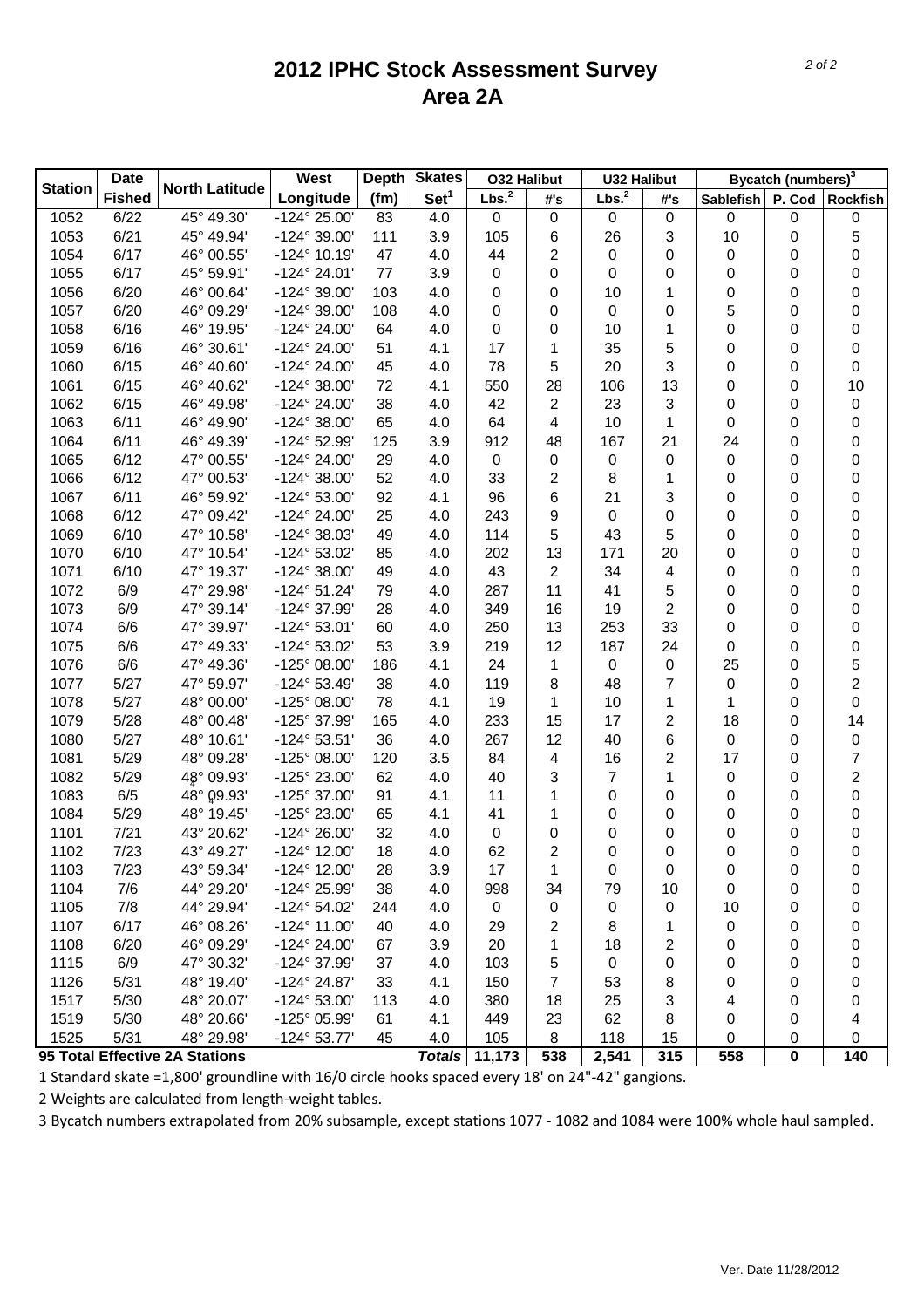# 2012 IPHC Stock Assessment Survey
# Area 2A

| Station | Date | North Latitude | West | Depth | Skates | O32 Halibut | | U32 Halibut | | Bycatch (numbers)[3] | | |
|---|---|---|---|---|---|---|---|---|---|---|---|---|
| | Fished | | Longitude | (fm) | Set[1] | Lbs.[2] | #'s | Lbs.[2] | #'s | Sablefish | P. Cod | Rockfish |
| 1052 | 6/22 | 45° 49.30' | -124° 25.00' | 83 | 4.0 | 0 | 0 | 0 | 0 | 0 | 0 | 0 |
| 1053 | 6/21 | 45° 49.94' | -124° 39.00' | 111 | 3.9 | 105 | 6 | 26 | 3 | 10 | 0 | 5 |
| 1054 | 6/17 | 46° 00.55' | -124° 10.19' | 47 | 4.0 | 44 | 2 | 0 | 0 | 0 | 0 | 0 |
| 1055 | 6/17 | 45° 59.91' | -124° 24.01' | 77 | 3.9 | 0 | 0 | 0 | 0 | 0 | 0 | 0 |
| 1056 | 6/20 | 46° 00.64' | -124° 39.00' | 103 | 4.0 | 0 | 0 | 10 | 1 | 0 | 0 | 0 |
| 1057 | 6/20 | 46° 09.29' | -124° 39.00' | 108 | 4.0 | 0 | 0 | 0 | 0 | 5 | 0 | 0 |
| 1058 | 6/16 | 46° 19.95' | -124° 24.00' | 64 | 4.0 | 0 | 0 | 10 | 1 | 0 | 0 | 0 |
| 1059 | 6/16 | 46° 30.61' | -124° 24.00' | 51 | 4.1 | 17 | 1 | 35 | 5 | 0 | 0 | 0 |
| 1060 | 6/15 | 46° 40.60' | -124° 24.00' | 45 | 4.0 | 78 | 5 | 20 | 3 | 0 | 0 | 0 |
| 1061 | 6/15 | 46° 40.62' | -124° 38.00' | 72 | 4.1 | 550 | 28 | 106 | 13 | 0 | 0 | 10 |
| 1062 | 6/15 | 46° 49.98' | -124° 24.00' | 38 | 4.0 | 42 | 2 | 23 | 3 | 0 | 0 | 0 |
| 1063 | 6/11 | 46° 49.90' | -124° 38.00' | 65 | 4.0 | 64 | 4 | 10 | 1 | 0 | 0 | 0 |
| 1064 | 6/11 | 46° 49.39' | -124° 52.99' | 125 | 3.9 | 912 | 48 | 167 | 21 | 24 | 0 | 0 |
| 1065 | 6/12 | 47° 00.55' | -124° 24.00' | 29 | 4.0 | 0 | 0 | 0 | 0 | 0 | 0 | 0 |
| 1066 | 6/12 | 47° 00.53' | -124° 38.00' | 52 | 4.0 | 33 | 2 | 8 | 1 | 0 | 0 | 0 |
| 1067 | 6/11 | 46° 59.92' | -124° 53.00' | 92 | 4.1 | 96 | 6 | 21 | 3 | 0 | 0 | 0 |
| 1068 | 6/12 | 47° 09.42' | -124° 24.00' | 25 | 4.0 | 243 | 9 | 0 | 0 | 0 | 0 | 0 |
| 1069 | 6/10 | 47° 10.58' | -124° 38.03' | 49 | 4.0 | 114 | 5 | 43 | 5 | 0 | 0 | 0 |
| 1070 | 6/10 | 47° 10.54' | -124° 53.02' | 85 | 4.0 | 202 | 13 | 171 | 20 | 0 | 0 | 0 |
| 1071 | 6/10 | 47° 19.37' | -124° 38.00' | 49 | 4.0 | 43 | 2 | 34 | 4 | 0 | 0 | 0 |
| 1072 | 6/9 | 47° 29.98' | -124° 51.24' | 79 | 4.0 | 287 | 11 | 41 | 5 | 0 | 0 | 0 |
| 1073 | 6/9 | 47° 39.14' | -124° 37.99' | 28 | 4.0 | 349 | 16 | 19 | 2 | 0 | 0 | 0 |
| 1074 | 6/6 | 47° 39.97' | -124° 53.01' | 60 | 4.0 | 250 | 13 | 253 | 33 | 0 | 0 | 0 |
| 1075 | 6/6 | 47° 49.33' | -124° 53.02' | 53 | 3.9 | 219 | 12 | 187 | 24 | 0 | 0 | 0 |
| 1076 | 6/6 | 47° 49.36' | -125° 08.00' | 186 | 4.1 | 24 | 1 | 0 | 0 | 25 | 0 | 5 |
| 1077 | 5/27 | 47° 59.97' | -124° 53.49' | 38 | 4.0 | 119 | 8 | 48 | 7 | 0 | 0 | 2 |
| 1078 | 5/27 | 48° 00.00' | -125° 08.00' | 78 | 4.1 | 19 | 1 | 10 | 1 | 1 | 0 | 0 |
| 1079 | 5/28 | 48° 00.48' | -125° 37.99' | 165 | 4.0 | 233 | 15 | 17 | 2 | 18 | 0 | 14 |
| 1080 | 5/27 | 48° 10.61' | -124° 53.51' | 36 | 4.0 | 267 | 12 | 40 | 6 | 0 | 0 | 0 |
| 1081 | 5/29 | 48° 09.28' | -125° 08.00' | 120 | 3.5 | 84 | 4 | 16 | 2 | 17 | 0 | 7 |
| 1082 | 5/29 | 48° 09.93' | -125° 23.00' | 62 | 4.0 | 40 | 3 | 7 | 1 | 0 | 0 | 2 |
| 1083 | 6/5 | 48° 09.93' | -125° 37.00' | 91 | 4.1 | 11 | 1 | 0 | 0 | 0 | 0 | 0 |
| 1084 | 5/29 | 48° 19.45' | -125° 23.00' | 65 | 4.1 | 41 | 1 | 0 | 0 | 0 | 0 | 0 |
| 1101 | 7/21 | 43° 20.62' | -124° 26.00' | 32 | 4.0 | 0 | 0 | 0 | 0 | 0 | 0 | 0 |
| 1102 | 7/23 | 43° 49.27' | -124° 12.00' | 18 | 4.0 | 62 | 2 | 0 | 0 | 0 | 0 | 0 |
| 1103 | 7/23 | 43° 59.34' | -124° 12.00' | 28 | 3.9 | 17 | 1 | 0 | 0 | 0 | 0 | 0 |
| 1104 | 7/6 | 44° 29.20' | -124° 25.99' | 38 | 4.0 | 998 | 34 | 79 | 10 | 0 | 0 | 0 |
| 1105 | 7/8 | 44° 29.94' | -124° 54.02' | 244 | 4.0 | 0 | 0 | 0 | 0 | 10 | 0 | 0 |
| 1107 | 6/17 | 46° 08.26' | -124° 11.00' | 40 | 4.0 | 29 | 2 | 8 | 1 | 0 | 0 | 0 |
| 1108 | 6/20 | 46° 09.29' | -124° 24.00' | 67 | 3.9 | 20 | 1 | 18 | 2 | 0 | 0 | 0 |
| 1115 | 6/9 | 47° 30.32' | -124° 37.99' | 37 | 4.0 | 103 | 5 | 0 | 0 | 0 | 0 | 0 |
| 1126 | 5/31 | 48° 19.40' | -124° 24.87' | 33 | 4.1 | 150 | 7 | 53 | 8 | 0 | 0 | 0 |
| 1517 | 5/30 | 48° 20.07' | -124° 53.00' | 113 | 4.0 | 380 | 18 | 25 | 3 | 4 | 0 | 0 |
| 1519 | 5/30 | 48° 20.66' | -125° 05.99' | 61 | 4.1 | 449 | 23 | 62 | 8 | 0 | 0 | 4 |
| 1525 | 5/31 | 48° 29.98' | -124° 53.77' | 45 | 4.0 | 105 | 8 | 118 | 15 | 0 | 0 | 0 |
| **95 Total Effective 2A Stations** | | | | | ***Totals*** | **11,173** | **538** | **2,541** | **315** | **558** | **0** | **140** |

1 Standard skate =1,800' groundline with 16/0 circle hooks spaced every 18' on 24"-42" gangions.

2 Weights are calculated from length-weight tables.

3 Bycatch numbers extrapolated from 20% subsample, except stations 1077 - 1082 and 1084 were 100% whole haul sampled.

Ver. Date 11/28/2012